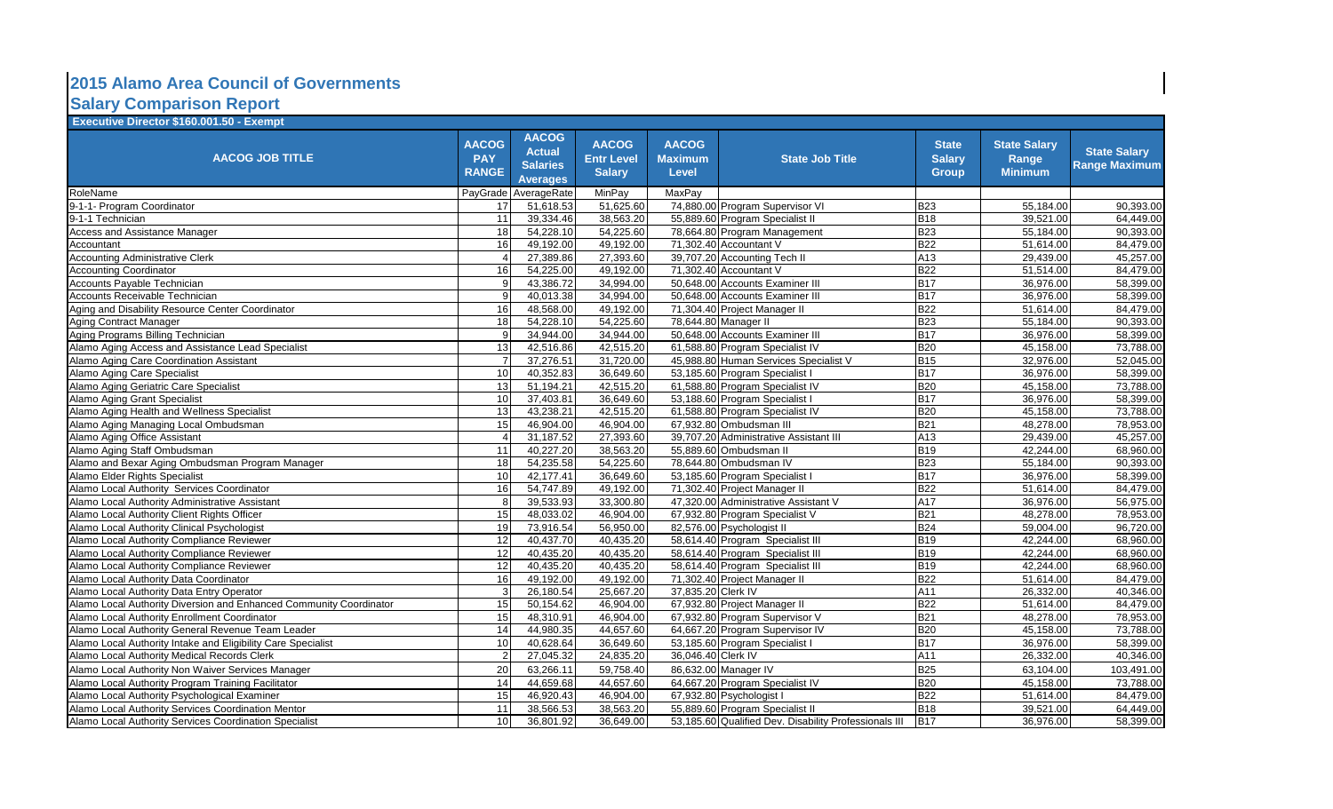# 2015 Alamo Area Council of Governments

## Salary Comparison Report

**Executive Director $160.001.50 - Exempt**

| AACOG JOB TITLE | AACOG PAY RANGE | AACOG Actual Salaries Averages | AACOG Entr Level Salary | AACOG Maximum Level | State Job Title | State Salary Group | State Salary Range Minimum | State Salary Range Maximum |
|---|---|---|---|---|---|---|---|---|
| RoleName | PayGrade | AverageRate | MinPay | MaxPay | | | | |
| 9-1-1- Program Coordinator | 17 | 51,618.53 | 51,625.60 | 74,880.00 | Program Supervisor VI | B23 | 55,184.00 | 90,393.00 |
| 9-1-1 Technician | 11 | 39,334.46 | 38,563.20 | 55,889.60 | Program Specialist II | B18 | 39,521.00 | 64,449.00 |
| Access and Assistance Manager | 18 | 54,228.10 | 54,225.60 | 78,664.80 | Program Management | B23 | 55,184.00 | 90,393.00 |
| Accountant | 16 | 49,192.00 | 49,192.00 | 71,302.40 | Accountant V | B22 | 51,614.00 | 84,479.00 |
| Accounting Administrative Clerk | 4 | 27,389.86 | 27,393.60 | 39,707.20 | Accounting Tech II | A13 | 29,439.00 | 45,257.00 |
| Accounting Coordinator | 16 | 54,225.00 | 49,192.00 | 71,302.40 | Accountant V | B22 | 51,514.00 | 84,479.00 |
| Accounts Payable Technician | 9 | 43,386.72 | 34,994.00 | 50,648.00 | Accounts Examiner III | B17 | 36,976.00 | 58,399.00 |
| Accounts Receivable Technician | 9 | 40,013.38 | 34,994.00 | 50,648.00 | Accounts Examiner III | B17 | 36,976.00 | 58,399.00 |
| Aging and Disability Resource Center Coordinator | 16 | 48,568.00 | 49,192.00 | 71,304.40 | Project Manager II | B22 | 51,614.00 | 84,479.00 |
| Aging Contract Manager | 18 | 54,228.10 | 54,225.60 | 78,644.80 | Manager II | B23 | 55,184.00 | 90,393.00 |
| Aging Programs Billing Technician | 9 | 34,944.00 | 34,944.00 | 50,648.00 | Accounts Examiner III | B17 | 36,976.00 | 58,399.00 |
| Alamo Aging Access and Assistance Lead Specialist | 13 | 42,516.86 | 42,515.20 | 61,588.80 | Program Specialist IV | B20 | 45,158.00 | 73,788.00 |
| Alamo Aging Care Coordination Assistant | 7 | 37,276.51 | 31,720.00 | 45,988.80 | Human Services Specialist V | B15 | 32,976.00 | 52,045.00 |
| Alamo Aging Care Specialist | 10 | 40,352.83 | 36,649.60 | 53,185.60 | Program Specialist I | B17 | 36,976.00 | 58,399.00 |
| Alamo Aging Geriatric Care Specialist | 13 | 51,194.21 | 42,515.20 | 61,588.80 | Program Specialist IV | B20 | 45,158.00 | 73,788.00 |
| Alamo Aging Grant Specialist | 10 | 37,403.81 | 36,649.60 | 53,188.60 | Program Specialist I | B17 | 36,976.00 | 58,399.00 |
| Alamo Aging Health and Wellness Specialist | 13 | 43,238.21 | 42,515.20 | 61,588.80 | Program Specialist IV | B20 | 45,158.00 | 73,788.00 |
| Alamo Aging Managing Local Ombudsman | 15 | 46,904.00 | 46,904.00 | 67,932.80 | Ombudsman III | B21 | 48,278.00 | 78,953.00 |
| Alamo Aging Office Assistant | 4 | 31,187.52 | 27,393.60 | 39,707.20 | Administrative Assistant III | A13 | 29,439.00 | 45,257.00 |
| Alamo Aging Staff Ombudsman | 11 | 40,227.20 | 38,563.20 | 55,889.60 | Ombudsman II | B19 | 42,244.00 | 68,960.00 |
| Alamo and Bexar Aging Ombudsman Program Manager | 18 | 54,235.58 | 54,225.60 | 78,644.80 | Ombudsman IV | B23 | 55,184.00 | 90,393.00 |
| Alamo Elder Rights Specialist | 10 | 42,177.41 | 36,649.60 | 53,185.60 | Program Specialist I | B17 | 36,976.00 | 58,399.00 |
| Alamo Local Authority Services Coordinator | 16 | 54,747.89 | 49,192.00 | 71,302.40 | Project Manager II | B22 | 51,614.00 | 84,479.00 |
| Alamo Local Authority Administrative Assistant | 8 | 39,533.93 | 33,300.80 | 47,320.00 | Administrative Assistant V | A17 | 36,976.00 | 56,975.00 |
| Alamo Local Authority Client Rights Officer | 15 | 48,033.02 | 46,904.00 | 67,932.80 | Program Specialist V | B21 | 48,278.00 | 78,953.00 |
| Alamo Local Authority Clinical Psychologist | 19 | 73,916.54 | 56,950.00 | 82,576.00 | Psychologist II | B24 | 59,004.00 | 96,720.00 |
| Alamo Local Authority Compliance Reviewer | 12 | 40,437.70 | 40,435.20 | 58,614.40 | Program Specialist III | B19 | 42,244.00 | 68,960.00 |
| Alamo Local Authority Compliance Reviewer | 12 | 40,435.20 | 40,435.20 | 58,614.40 | Program Specialist III | B19 | 42,244.00 | 68,960.00 |
| Alamo Local Authority Compliance Reviewer | 12 | 40,435.20 | 40,435.20 | 58,614.40 | Program Specialist III | B19 | 42,244.00 | 68,960.00 |
| Alamo Local Authority Data Coordinator | 16 | 49,192.00 | 49,192.00 | 71,302.40 | Project Manager II | B22 | 51,614.00 | 84,479.00 |
| Alamo Local Authority Data Entry Operator | 3 | 26,180.54 | 25,667.20 | 37,835.20 | Clerk IV | A11 | 26,332.00 | 40,346.00 |
| Alamo Local Authority Diversion and Enhanced Community Coordinator | 15 | 50,154.62 | 46,904.00 | 67,932.80 | Project Manager II | B22 | 51,614.00 | 84,479.00 |
| Alamo Local Authority Enrollment Coordinator | 15 | 48,310.91 | 46,904.00 | 67,932.80 | Program Supervisor V | B21 | 48,278.00 | 78,953.00 |
| Alamo Local Authority General Revenue Team Leader | 14 | 44,980.35 | 44,657.60 | 64,667.20 | Program Supervisor IV | B20 | 45,158.00 | 73,788.00 |
| Alamo Local Authority Intake and Eligibility Care Specialist | 10 | 40,628.64 | 36,649.60 | 53,185.60 | Program Specialist I | B17 | 36,976.00 | 58,399.00 |
| Alamo Local Authority Medical Records Clerk | 2 | 27,045.32 | 24,835.20 | 36,046.40 | Clerk IV | A11 | 26,332.00 | 40,346.00 |
| Alamo Local Authority Non Waiver Services Manager | 20 | 63,266.11 | 59,758.40 | 86,632.00 | Manager IV | B25 | 63,104.00 | 103,491.00 |
| Alamo Local Authority Program Training Facilitator | 14 | 44,659.68 | 44,657.60 | 64,667.20 | Program Specialist IV | B20 | 45,158.00 | 73,788.00 |
| Alamo Local Authority Psychological Examiner | 15 | 46,920.43 | 46,904.00 | 67,932.80 | Psychologist I | B22 | 51,614.00 | 84,479.00 |
| Alamo Local Authority Services Coordination Mentor | 11 | 38,566.53 | 38,563.20 | 55,889.60 | Program Specialist II | B18 | 39,521.00 | 64,449.00 |
| Alamo Local Authority Services Coordination Specialist | 10 | 36,801.92 | 36,649.00 | 53,185.60 | Qualified Dev. Disability Professionals III | B17 | 36,976.00 | 58,399.00 |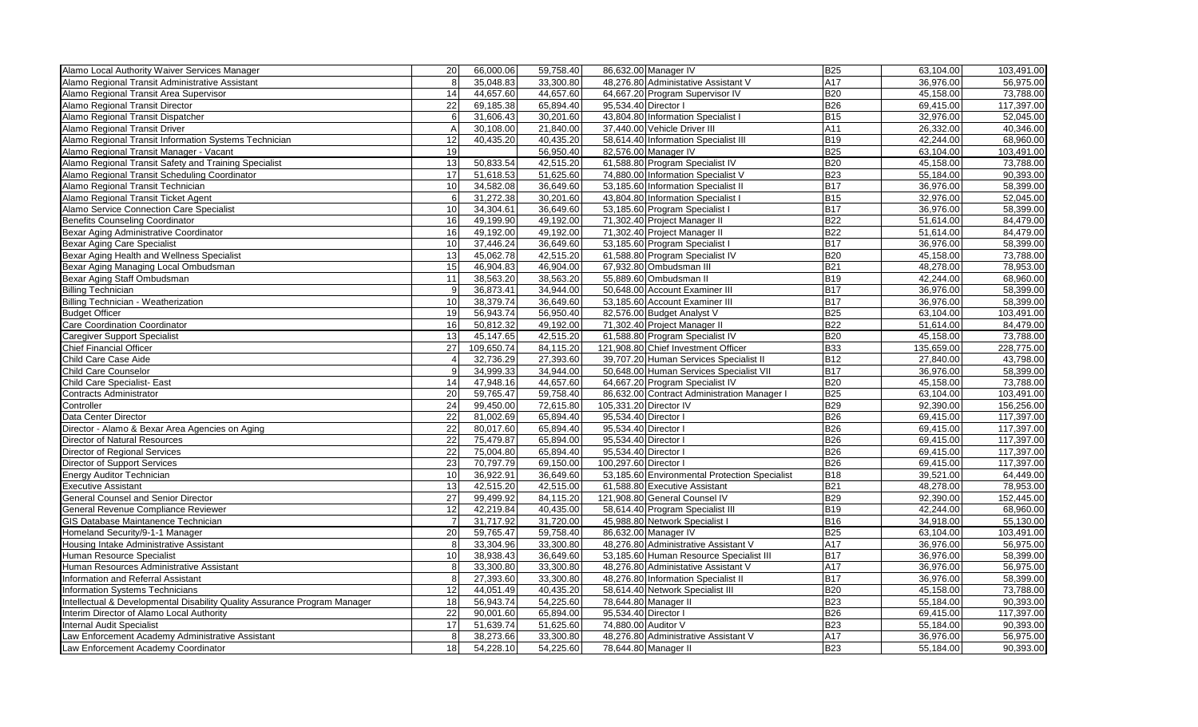| Alamo Local Authority Waiver Services Manager | 20 | 66,000.06 | 59,758.40 | 86,632.00 | Manager IV | B25 | 63,104.00 | 103,491.00 |
|---|---|---|---|---|---|---|---|---|
| Alamo Regional Transit Administrative Assistant | 8 | 35,048.83 | 33,300.80 | 48,276.80 | Administative Assistant V | A17 | 36,976.00 | 56,975.00 |
| Alamo Regional Transit Area Supervisor | 14 | 44,657.60 | 44,657.60 | 64,667.20 | Program Supervisor IV | B20 | 45,158.00 | 73,788.00 |
| Alamo Regional Transit Director | 22 | 69,185.38 | 65,894.40 | 95,534.40 | Director I | B26 | 69,415.00 | 117,397.00 |
| Alamo Regional Transit Dispatcher | 6 | 31,606.43 | 30,201.60 | 43,804.80 | Information Specialist I | B15 | 32,976.00 | 52,045.00 |
| Alamo Regional Transit Driver | A | 30,108.00 | 21,840.00 | 37,440.00 | Vehicle Driver III | A11 | 26,332.00 | 40,346.00 |
| Alamo Regional Transit Information Systems Technician | 12 | 40,435.20 | 40,435.20 | 58,614.40 | Information Specialist III | B19 | 42,244.00 | 68,960.00 |
| Alamo Regional Transit Manager - Vacant | 19 | | 56,950.40 | 82,576.00 | Manager IV | B25 | 63,104.00 | 103,491.00 |
| Alamo Regional Transit Safety and Training Specialist | 13 | 50,833.54 | 42,515.20 | 61,588.80 | Program Specialist IV | B20 | 45,158.00 | 73,788.00 |
| Alamo Regional Transit Scheduling Coordinator | 17 | 51,618.53 | 51,625.60 | 74,880.00 | Information Specialist V | B23 | 55,184.00 | 90,393.00 |
| Alamo Regional Transit Technician | 10 | 34,582.08 | 36,649.60 | 53,185.60 | Information Specialist II | B17 | 36,976.00 | 58,399.00 |
| Alamo Regional Transit Ticket Agent | 6 | 31,272.38 | 30,201.60 | 43,804.80 | Information Specialist I | B15 | 32,976.00 | 52,045.00 |
| Alamo Service Connection Care Specialist | 10 | 34,304.61 | 36,649.60 | 53,185.60 | Program Specialist I | B17 | 36,976.00 | 58,399.00 |
| Benefits Counseling Coordinator | 16 | 49,199.90 | 49,192.00 | 71,302.40 | Project Manager II | B22 | 51,614.00 | 84,479.00 |
| Bexar Aging Administrative Coordinator | 16 | 49,192.00 | 49,192.00 | 71,302.40 | Project Manager II | B22 | 51,614.00 | 84,479.00 |
| Bexar Aging Care Specialist | 10 | 37,446.24 | 36,649.60 | 53,185.60 | Program Specialist I | B17 | 36,976.00 | 58,399.00 |
| Bexar Aging Health and Wellness Specialist | 13 | 45,062.78 | 42,515.20 | 61,588.80 | Program Specialist IV | B20 | 45,158.00 | 73,788.00 |
| Bexar Aging Managing Local Ombudsman | 15 | 46,904.83 | 46,904.00 | 67,932.80 | Ombudsman III | B21 | 48,278.00 | 78,953.00 |
| Bexar Aging Staff Ombudsman | 11 | 38,563.20 | 38,563.20 | 55,889.60 | Ombudsman II | B19 | 42,244.00 | 68,960.00 |
| Billing Technician | 9 | 36,873.41 | 34,944.00 | 50,648.00 | Account Examiner III | B17 | 36,976.00 | 58,399.00 |
| Billing Technician - Weatherization | 10 | 38,379.74 | 36,649.60 | 53,185.60 | Account Examiner III | B17 | 36,976.00 | 58,399.00 |
| Budget Officer | 19 | 56,943.74 | 56,950.40 | 82,576.00 | Budget Analyst V | B25 | 63,104.00 | 103,491.00 |
| Care Coordination Coordinator | 16 | 50,812.32 | 49,192.00 | 71,302.40 | Project Manager II | B22 | 51,614.00 | 84,479.00 |
| Caregiver Support Specialist | 13 | 45,147.65 | 42,515.20 | 61,588.80 | Program Specialist IV | B20 | 45,158.00 | 73,788.00 |
| Chief Financial Officer | 27 | 109,650.74 | 84,115.20 | 121,908.80 | Chief Investment Officer | B33 | 135,659.00 | 228,775.00 |
| Child Care Case Aide | 4 | 32,736.29 | 27,393.60 | 39,707.20 | Human Services Specialist II | B12 | 27,840.00 | 43,798.00 |
| Child Care Counselor | 9 | 34,999.33 | 34,944.00 | 50,648.00 | Human Services Specialist VII | B17 | 36,976.00 | 58,399.00 |
| Child Care Specialist- East | 14 | 47,948.16 | 44,657.60 | 64,667.20 | Program Specialist IV | B20 | 45,158.00 | 73,788.00 |
| Contracts Administrator | 20 | 59,765.47 | 59,758.40 | 86,632.00 | Contract Administration Manager I | B25 | 63,104.00 | 103,491.00 |
| Controller | 24 | 99,450.00 | 72,615.80 | 105,331.20 | Director IV | B29 | 92,390.00 | 156,256.00 |
| Data Center Director | 22 | 81,002.69 | 65,894.40 | 95,534.40 | Director I | B26 | 69,415.00 | 117,397.00 |
| Director - Alamo & Bexar Area Agencies on Aging | 22 | 80,017.60 | 65,894.40 | 95,534.40 | Director I | B26 | 69,415.00 | 117,397.00 |
| Director of Natural Resources | 22 | 75,479.87 | 65,894.00 | 95,534.40 | Director I | B26 | 69,415.00 | 117,397.00 |
| Director of Regional Services | 22 | 75,004.80 | 65,894.40 | 95,534.40 | Director I | B26 | 69,415.00 | 117,397.00 |
| Director of Support Services | 23 | 70,797.79 | 69,150.00 | 100,297.60 | Director I | B26 | 69,415.00 | 117,397.00 |
| Energy Auditor Technician | 10 | 36,922.91 | 36,649.60 | 53,185.60 | Environmental Protection Specialist | B18 | 39,521.00 | 64,449.00 |
| Executive Assistant | 13 | 42,515.20 | 42,515.00 | 61,588.80 | Executive Assistant | B21 | 48,278.00 | 78,953.00 |
| General Counsel and Senior Director | 27 | 99,499.92 | 84,115.20 | 121,908.80 | General Counsel IV | B29 | 92,390.00 | 152,445.00 |
| General Revenue Compliance Reviewer | 12 | 42,219.84 | 40,435.00 | 58,614.40 | Program Specialist III | B19 | 42,244.00 | 68,960.00 |
| GIS Database Maintanence Technician | 7 | 31,717.92 | 31,720.00 | 45,988.80 | Network Specialist I | B16 | 34,918.00 | 55,130.00 |
| Homeland Security/9-1-1 Manager | 20 | 59,765.47 | 59,758.40 | 86,632.00 | Manager IV | B25 | 63,104.00 | 103,491.00 |
| Housing Intake Administrative Assistant | 8 | 33,304.96 | 33,300.80 | 48,276.80 | Administrative Assistant V | A17 | 36,976.00 | 56,975.00 |
| Human Resource Specialist | 10 | 38,938.43 | 36,649.60 | 53,185.60 | Human Resource Specialist III | B17 | 36,976.00 | 58,399.00 |
| Human Resources Administrative Assistant | 8 | 33,300.80 | 33,300.80 | 48,276.80 | Administative Assistant V | A17 | 36,976.00 | 56,975.00 |
| Information and Referral Assistant | 8 | 27,393.60 | 33,300.80 | 48,276.80 | Information Specialist II | B17 | 36,976.00 | 58,399.00 |
| Information Systems Technicians | 12 | 44,051.49 | 40,435.20 | 58,614.40 | Network Specialist III | B20 | 45,158.00 | 73,788.00 |
| Intellectual & Developmental Disability Quality Assurance Program Manager | 18 | 56,943.74 | 54,225.60 | 78,644.80 | Manager II | B23 | 55,184.00 | 90,393.00 |
| Interim Director of Alamo Local Authority | 22 | 90,001.60 | 65,894.00 | 95,534.40 | Director I | B26 | 69,415.00 | 117,397.00 |
| Internal Audit Specialist | 17 | 51,639.74 | 51,625.60 | 74,880.00 | Auditor V | B23 | 55,184.00 | 90,393.00 |
| Law Enforcement Academy Administrative Assistant | 8 | 38,273.66 | 33,300.80 | 48,276.80 | Administrative Assistant V | A17 | 36,976.00 | 56,975.00 |
| Law Enforcement Academy Coordinator | 18 | 54,228.10 | 54,225.60 | 78,644.80 | Manager II | B23 | 55,184.00 | 90,393.00 |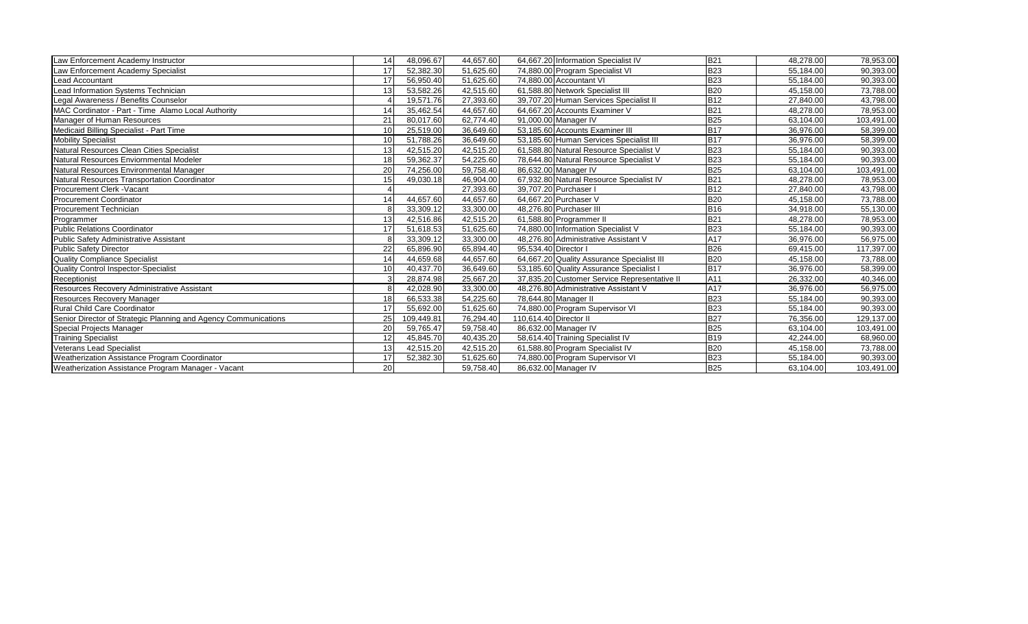| | | | | | | | | |
|---|---|---|---|---|---|---|---|---|
| Law Enforcement Academy Instructor | 14 | 48,096.67 | 44,657.60 | 64,667.20 | Information Specialist IV | B21 | 48,278.00 | 78,953.00 |
| Law Enforcement Academy Specialist | 17 | 52,382.30 | 51,625.60 | 74,880.00 | Program Specialist VI | B23 | 55,184.00 | 90,393.00 |
| Lead Accountant | 17 | 56,950.40 | 51,625.60 | 74,880.00 | Accountant VI | B23 | 55,184.00 | 90,393.00 |
| Lead Information Systems Technician | 13 | 53,582.26 | 42,515.60 | 61,588.80 | Network Specialist III | B20 | 45,158.00 | 73,788.00 |
| Legal Awareness / Benefits Counselor | 4 | 19,571.76 | 27,393.60 | 39,707.20 | Human Services Specialist II | B12 | 27,840.00 | 43,798.00 |
| MAC Cordinator - Part - Time Alamo Local Authority | 14 | 35,462.54 | 44,657.60 | 64,667.20 | Accounts Examiner V | B21 | 48,278.00 | 78,953.00 |
| Manager of Human Resources | 21 | 80,017.60 | 62,774.40 | 91,000.00 | Manager IV | B25 | 63,104.00 | 103,491.00 |
| Medicaid Billing Specialist - Part Time | 10 | 25,519.00 | 36,649.60 | 53,185.60 | Accounts Examiner III | B17 | 36,976.00 | 58,399.00 |
| Mobility Specialist | 10 | 51,788.26 | 36,649.60 | 53,185.60 | Human Services Specialist III | B17 | 36,976.00 | 58,399.00 |
| Natural Resources Clean Cities Specialist | 13 | 42,515.20 | 42,515.20 | 61,588.80 | Natural Resource Specialist V | B23 | 55,184.00 | 90,393.00 |
| Natural Resources Enviornmental Modeler | 18 | 59,362.37 | 54,225.60 | 78,644.80 | Natural Resource Specialist V | B23 | 55,184.00 | 90,393.00 |
| Natural Resources Environmental Manager | 20 | 74,256.00 | 59,758.40 | 86,632.00 | Manager IV | B25 | 63,104.00 | 103,491.00 |
| Natural Resources Transportation Coordinator | 15 | 49,030.18 | 46,904.00 | 67,932.80 | Natural Resource Specialist IV | B21 | 48,278.00 | 78,953.00 |
| Procurement Clerk -Vacant | 4 | | 27,393.60 | 39,707.20 | Purchaser I | B12 | 27,840.00 | 43,798.00 |
| Procurement Coordinator | 14 | 44,657.60 | 44,657.60 | 64,667.20 | Purchaser V | B20 | 45,158.00 | 73,788.00 |
| Procurement Technician | 8 | 33,309.12 | 33,300.00 | 48,276.80 | Purchaser III | B16 | 34,918.00 | 55,130.00 |
| Programmer | 13 | 42,516.86 | 42,515.20 | 61,588.80 | Programmer II | B21 | 48,278.00 | 78,953.00 |
| Public Relations Coordinator | 17 | 51,618.53 | 51,625.60 | 74,880.00 | Information Specialist V | B23 | 55,184.00 | 90,393.00 |
| Public Safety Administrative Assistant | 8 | 33,309.12 | 33,300.00 | 48,276.80 | Administrative Assistant V | A17 | 36,976.00 | 56,975.00 |
| Public Safety Director | 22 | 65,896.90 | 65,894.40 | 95,534.40 | Director I | B26 | 69,415.00 | 117,397.00 |
| Quality Compliance Specialist | 14 | 44,659.68 | 44,657.60 | 64,667.20 | Quality Assurance Specialist III | B20 | 45,158.00 | 73,788.00 |
| Quality Control Inspector-Specialist | 10 | 40,437.70 | 36,649.60 | 53,185.60 | Quality Assurance Specialist I | B17 | 36,976.00 | 58,399.00 |
| Receptionist | 3 | 28,874.98 | 25,667.20 | 37,835.20 | Customer Service Representative II | A11 | 26,332.00 | 40,346.00 |
| Resources Recovery Administrative Assistant | 8 | 42,028.90 | 33,300.00 | 48,276.80 | Administrative Assistant V | A17 | 36,976.00 | 56,975.00 |
| Resources Recovery Manager | 18 | 66,533.38 | 54,225.60 | 78,644.80 | Manager II | B23 | 55,184.00 | 90,393.00 |
| Rural Child Care Coordinator | 17 | 55,692.00 | 51,625.60 | 74,880.00 | Program Supervisor VI | B23 | 55,184.00 | 90,393.00 |
| Senior Director of Strategic Planning and Agency Communications | 25 | 109,449.81 | 76,294.40 | 110,614.40 | Director II | B27 | 76,356.00 | 129,137.00 |
| Special Projects Manager | 20 | 59,765.47 | 59,758.40 | 86,632.00 | Manager IV | B25 | 63,104.00 | 103,491.00 |
| Training Specialist | 12 | 45,845.70 | 40,435.20 | 58,614.40 | Training Specialist IV | B19 | 42,244.00 | 68,960.00 |
| Veterans Lead Specialist | 13 | 42,515.20 | 42,515.20 | 61,588.80 | Program Specialist IV | B20 | 45,158.00 | 73,788.00 |
| Weatherization Assistance Program Coordinator | 17 | 52,382.30 | 51,625.60 | 74,880.00 | Program Supervisor VI | B23 | 55,184.00 | 90,393.00 |
| Weatherization Assistance Program Manager - Vacant | 20 | | 59,758.40 | 86,632.00 | Manager IV | B25 | 63,104.00 | 103,491.00 |